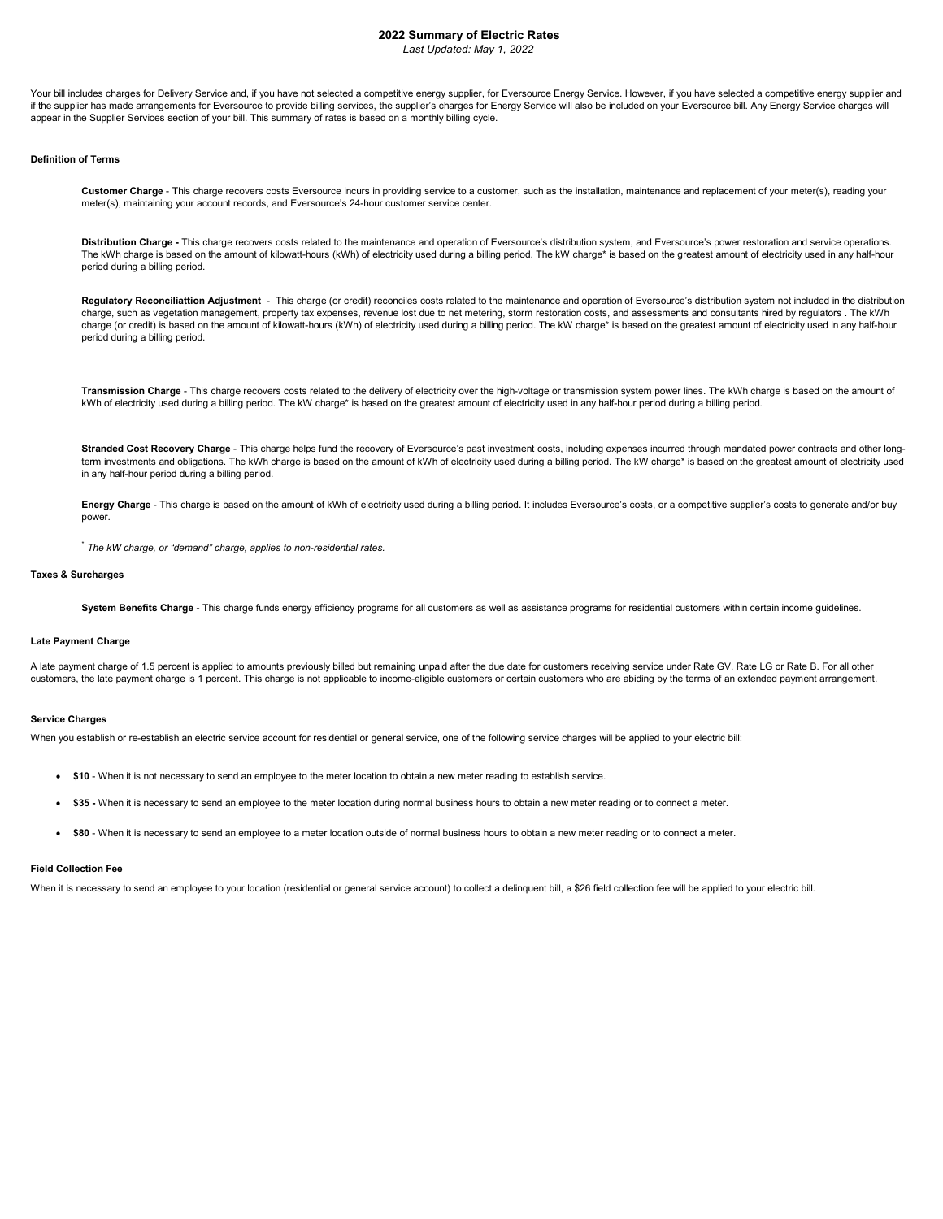# 2022 Summary of Electric Rates

*Last Updated: May 1, 2022*

Your bill includes charges for Delivery Service and, if you have not selected a competitive energy supplier, for Eversource Energy Service. However, if you have selected a competitive energy supplier and if the supplier has made arrangements for Eversource to provide billing services, the supplier's charges for Energy Service will also be included on your Eversource bill. Any Energy Service charges will appear in the Supplier Services section of your bill. This summary of rates is based on a monthly billing cycle.

### Definition of Terms

**Customer Charge** - This charge recovers costs Eversource incurs in providing service to a customer, such as the installation, maintenance and replacement of your meter(s), reading your meter(s), maintaining your account records, and Eversource's 24-hour customer service center.

**Distribution Charge -** This charge recovers costs related to the maintenance and operation of Eversource's distribution system, and Eversource's power restoration and service operations. The kWh charge is based on the amount of kilowatt-hours (kWh) of electricity used during a billing period. The kW charge* is based on the greatest amount of electricity used in any half-hour period during a billing period.

**Regulatory Reconciliattion Adjustment** - This charge (or credit) reconciles costs related to the maintenance and operation of Eversource's distribution system not included in the distribution charge, such as vegetation management, property tax expenses, revenue lost due to net metering, storm restoration costs, and assessments and consultants hired by regulators . The kWh charge (or credit) is based on the amount of kilowatt-hours (kWh) of electricity used during a billing period. The kW charge* is based on the greatest amount of electricity used in any half-hour period during a billing period.

**Transmission Charge** - This charge recovers costs related to the delivery of electricity over the high-voltage or transmission system power lines. The kWh charge is based on the amount of kWh of electricity used during a billing period. The kW charge* is based on the greatest amount of electricity used in any half-hour period during a billing period.

**Stranded Cost Recovery Charge** - This charge helps fund the recovery of Eversource's past investment costs, including expenses incurred through mandated power contracts and other long-term investments and obligations. The kWh charge is based on the amount of kWh of electricity used during a billing period. The kW charge* is based on the greatest amount of electricity used in any half-hour period during a billing period.

**Energy Charge** - This charge is based on the amount of kWh of electricity used during a billing period. It includes Eversource's costs, or a competitive supplier's costs to generate and/or buy power.

* *The kW charge, or "demand" charge, applies to non-residential rates.*

### Taxes & Surcharges

**System Benefits Charge** - This charge funds energy efficiency programs for all customers as well as assistance programs for residential customers within certain income guidelines.

### Late Payment Charge

A late payment charge of 1.5 percent is applied to amounts previously billed but remaining unpaid after the due date for customers receiving service under Rate GV, Rate LG or Rate B. For all other customers, the late payment charge is 1 percent. This charge is not applicable to income-eligible customers or certain customers who are abiding by the terms of an extended payment arrangement.

### Service Charges

When you establish or re-establish an electric service account for residential or general service, one of the following service charges will be applied to your electric bill:

- **$10** - When it is not necessary to send an employee to the meter location to obtain a new meter reading to establish service.
- **$35 -** When it is necessary to send an employee to the meter location during normal business hours to obtain a new meter reading or to connect a meter.
- **$80** - When it is necessary to send an employee to a meter location outside of normal business hours to obtain a new meter reading or to connect a meter.

### Field Collection Fee

When it is necessary to send an employee to your location (residential or general service account) to collect a delinquent bill, a $26 field collection fee will be applied to your electric bill.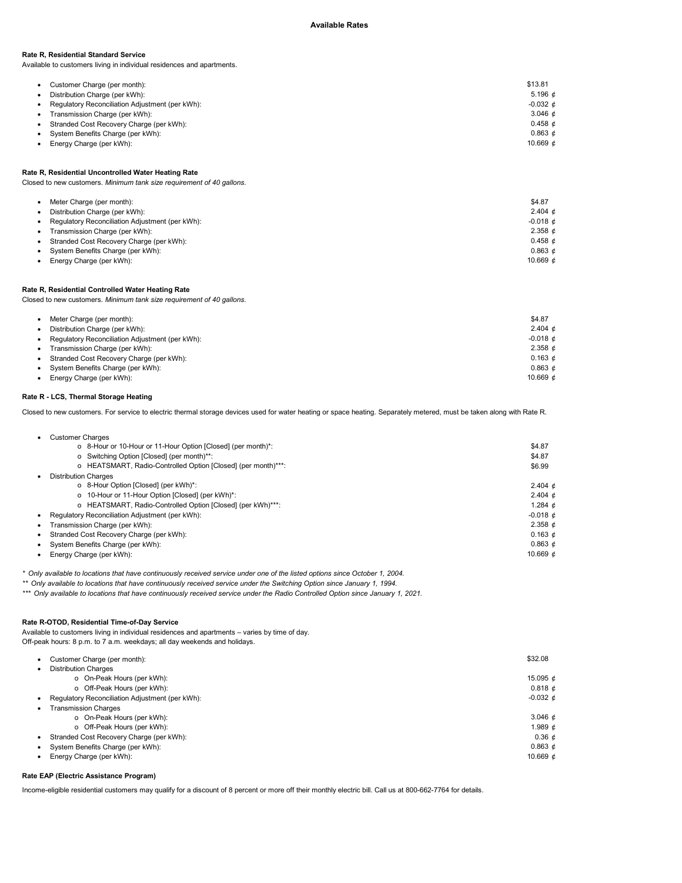# Available Rates

### Rate R, Residential Standard Service

Available to customers living in individual residences and apartments.

- Customer Charge (per month): $13.81
- Distribution Charge (per kWh): 5.196 ¢
- Regulatory Reconciliation Adjustment (per kWh): -0.032 ¢
- Transmission Charge (per kWh): 3.046 ¢
- Stranded Cost Recovery Charge (per kWh): 0.458 ¢
- System Benefits Charge (per kWh): 0.863 ¢
- Energy Charge (per kWh): 10.669 ¢

### Rate R, Residential Uncontrolled Water Heating Rate

Closed to new customers. *Minimum tank size requirement of 40 gallons.*

- Meter Charge (per month): $4.87
- Distribution Charge (per kWh): 2.404 ¢
- Regulatory Reconciliation Adjustment (per kWh): -0.018 ¢
- Transmission Charge (per kWh): 2.358 ¢
- Stranded Cost Recovery Charge (per kWh): 0.458 ¢
- System Benefits Charge (per kWh): 0.863 ¢
- Energy Charge (per kWh): 10.669 ¢

### Rate R, Residential Controlled Water Heating Rate

Closed to new customers. *Minimum tank size requirement of 40 gallons.*

- Meter Charge (per month): $4.87
- Distribution Charge (per kWh): 2.404 ¢
- Regulatory Reconciliation Adjustment (per kWh): -0.018 ¢
- Transmission Charge (per kWh): 2.358 ¢
- Stranded Cost Recovery Charge (per kWh): 0.163 ¢
- System Benefits Charge (per kWh): 0.863 ¢
- Energy Charge (per kWh): 10.669 ¢

### Rate R - LCS, Thermal Storage Heating

Closed to new customers. For service to electric thermal storage devices used for water heating or space heating. Separately metered, must be taken along with Rate R.

- Customer Charges
  - 8-Hour or 10-Hour or 11-Hour Option [Closed] (per month)*: $4.87
  - Switching Option [Closed] (per month)**: $4.87
  - HEATSMART, Radio-Controlled Option [Closed] (per month)***: $6.99
- Distribution Charges
  - 8-Hour Option [Closed] (per kWh)*: 2.404 ¢
  - 10-Hour or 11-Hour Option [Closed] (per kWh)*: 2.404 ¢
  - HEATSMART, Radio-Controlled Option [Closed] (per kWh)***: 1.284 ¢
- Regulatory Reconciliation Adjustment (per kWh): -0.018 ¢
- Transmission Charge (per kWh): 2.358 ¢
- Stranded Cost Recovery Charge (per kWh): 0.163 ¢
- System Benefits Charge (per kWh): 0.863 ¢
- Energy Charge (per kWh): 10.669 ¢

*\* Only available to locations that have continuously received service under one of the listed options since October 1, 2004.*

*\*\* Only available to locations that have continuously received service under the Switching Option since January 1, 1994.*

*\*\*\* Only available to locations that have continuously received service under the Radio Controlled Option since January 1, 2021.*

### Rate R-OTOD, Residential Time-of-Day Service

Available to customers living in individual residences and apartments – varies by time of day.
Off-peak hours: 8 p.m. to 7 a.m. weekdays; all day weekends and holidays.

- Customer Charge (per month): $32.08
- Distribution Charges
  - On-Peak Hours (per kWh): 15.095 ¢
  - Off-Peak Hours (per kWh): 0.818 ¢
- Regulatory Reconciliation Adjustment (per kWh): -0.032 ¢
- Transmission Charges
  - On-Peak Hours (per kWh): 3.046 ¢
  - Off-Peak Hours (per kWh): 1.989 ¢
- Stranded Cost Recovery Charge (per kWh): 0.36 ¢
- System Benefits Charge (per kWh): 0.863 ¢
- Energy Charge (per kWh): 10.669 ¢

### Rate EAP (Electric Assistance Program)

Income-eligible residential customers may qualify for a discount of 8 percent or more off their monthly electric bill. Call us at 800-662-7764 for details.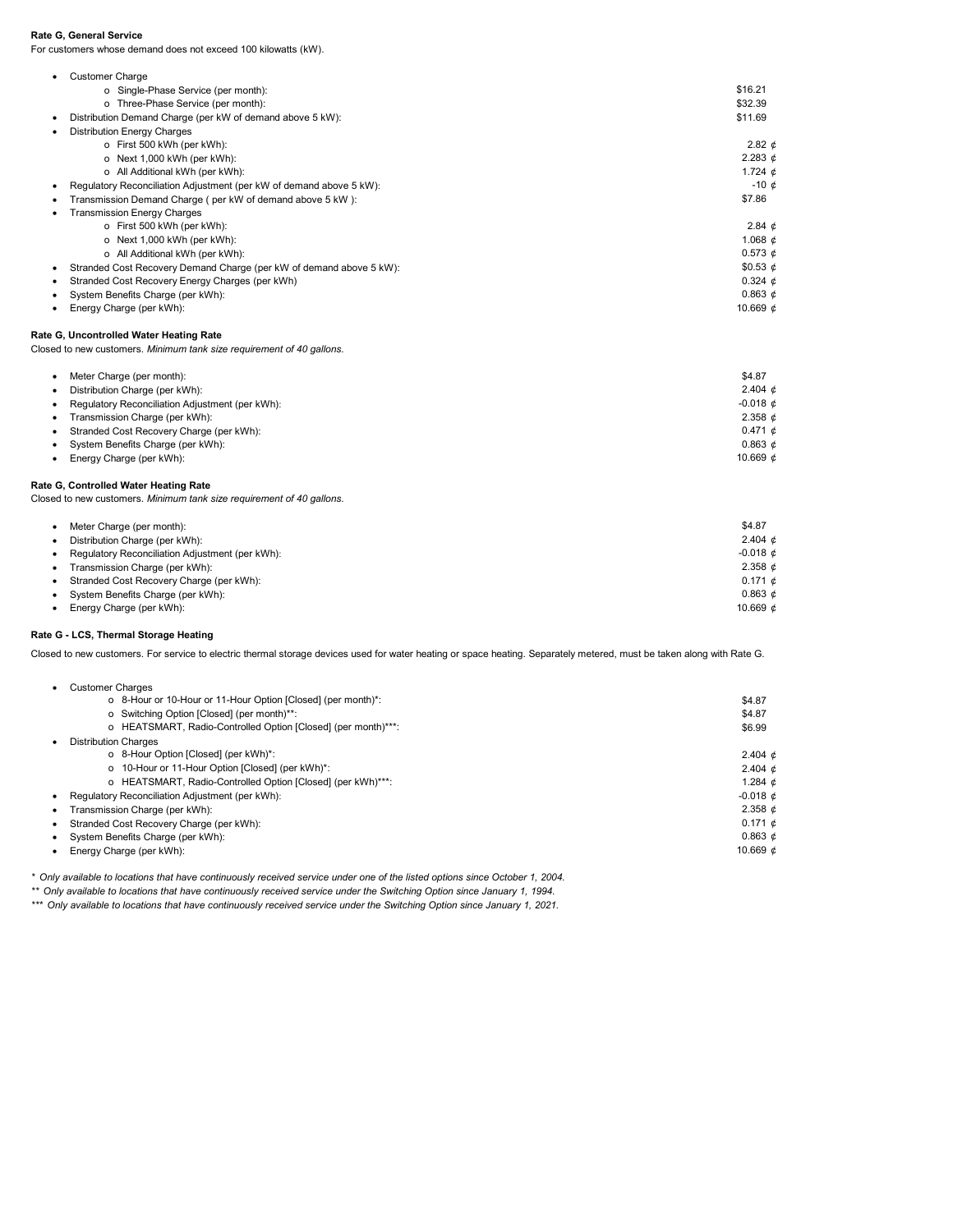**Rate G, General Service**

For customers whose demand does not exceed 100 kilowatts (kW).

- Customer Charge
  - Single-Phase Service (per month): $16.21
  - Three-Phase Service (per month): $32.39
- Distribution Demand Charge (per kW of demand above 5 kW): $11.69
- Distribution Energy Charges
  - First 500 kWh (per kWh): 2.82 ¢
  - Next 1,000 kWh (per kWh): 2.283 ¢
  - All Additional kWh (per kWh): 1.724 ¢
- Regulatory Reconciliation Adjustment (per kW of demand above 5 kW): -10 ¢
- Transmission Demand Charge ( per kW of demand above 5 kW ): $7.86
- Transmission Energy Charges
  - First 500 kWh (per kWh): 2.84 ¢
  - Next 1,000 kWh (per kWh): 1.068 ¢
  - All Additional kWh (per kWh): 0.573 ¢
- Stranded Cost Recovery Demand Charge (per kW of demand above 5 kW): $0.53 ¢
- Stranded Cost Recovery Energy Charges (per kWh): 0.324 ¢
- System Benefits Charge (per kWh): 0.863 ¢
- Energy Charge (per kWh): 10.669 ¢

**Rate G, Uncontrolled Water Heating Rate**

Closed to new customers. *Minimum tank size requirement of 40 gallons.*

- Meter Charge (per month): $4.87
- Distribution Charge (per kWh): 2.404 ¢
- Regulatory Reconciliation Adjustment (per kWh): -0.018 ¢
- Transmission Charge (per kWh): 2.358 ¢
- Stranded Cost Recovery Charge (per kWh): 0.471 ¢
- System Benefits Charge (per kWh): 0.863 ¢
- Energy Charge (per kWh): 10.669 ¢

**Rate G, Controlled Water Heating Rate**

Closed to new customers. *Minimum tank size requirement of 40 gallons.*

- Meter Charge (per month): $4.87
- Distribution Charge (per kWh): 2.404 ¢
- Regulatory Reconciliation Adjustment (per kWh): -0.018 ¢
- Transmission Charge (per kWh): 2.358 ¢
- Stranded Cost Recovery Charge (per kWh): 0.171 ¢
- System Benefits Charge (per kWh): 0.863 ¢
- Energy Charge (per kWh): 10.669 ¢

**Rate G - LCS, Thermal Storage Heating**

Closed to new customers. For service to electric thermal storage devices used for water heating or space heating. Separately metered, must be taken along with Rate G.

- Customer Charges
  - 8-Hour or 10-Hour or 11-Hour Option [Closed] (per month)*: $4.87
  - Switching Option [Closed] (per month)**: $4.87
  - HEATSMART, Radio-Controlled Option [Closed] (per month)***: $6.99
- Distribution Charges
  - 8-Hour Option [Closed] (per kWh)*: 2.404 ¢
  - 10-Hour or 11-Hour Option [Closed] (per kWh)*: 2.404 ¢
  - HEATSMART, Radio-Controlled Option [Closed] (per kWh)***: 1.284 ¢
- Regulatory Reconciliation Adjustment (per kWh): -0.018 ¢
- Transmission Charge (per kWh): 2.358 ¢
- Stranded Cost Recovery Charge (per kWh): 0.171 ¢
- System Benefits Charge (per kWh): 0.863 ¢
- Energy Charge (per kWh): 10.669 ¢

*\* Only available to locations that have continuously received service under one of the listed options since October 1, 2004.*

*\*\* Only available to locations that have continuously received service under the Switching Option since January 1, 1994.*

*\*\*\* Only available to locations that have continuously received service under the Switching Option since January 1, 2021.*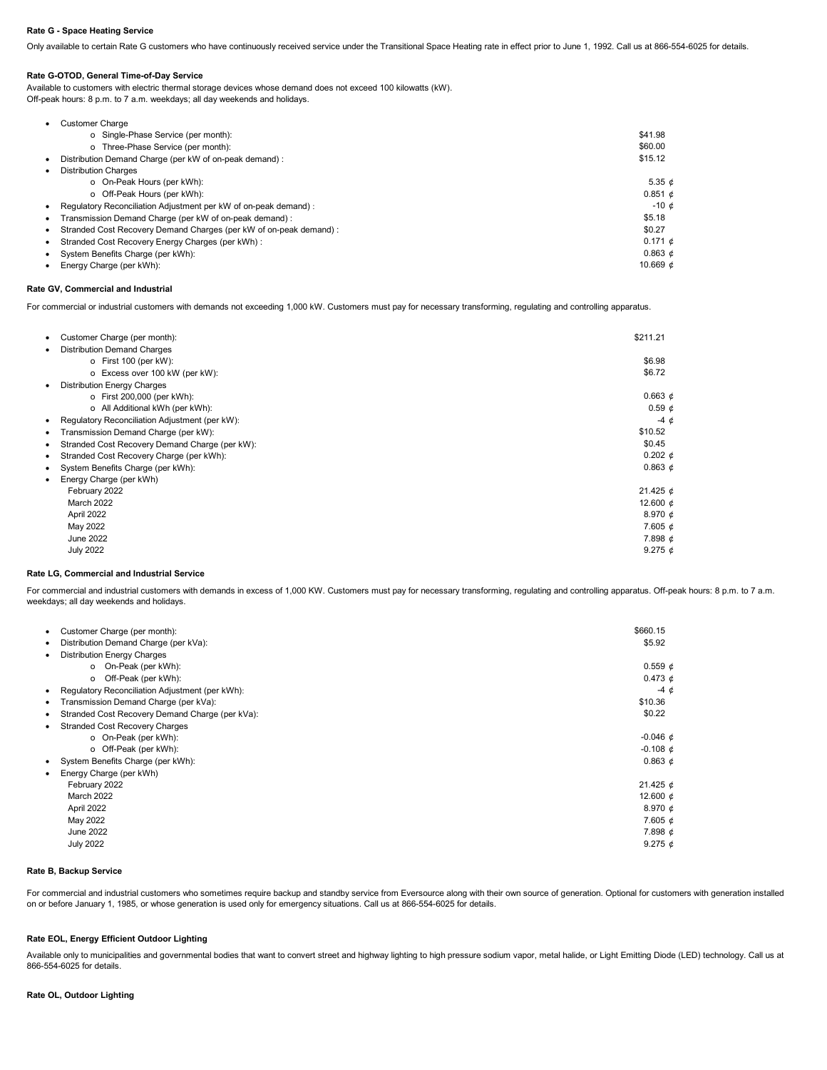**Rate G - Space Heating Service**

Only available to certain Rate G customers who have continuously received service under the Transitional Space Heating rate in effect prior to June 1, 1992. Call us at 866-554-6025 for details.

**Rate G-OTOD, General Time-of-Day Service**

Available to customers with electric thermal storage devices whose demand does not exceed 100 kilowatts (kW).
Off-peak hours: 8 p.m. to 7 a.m. weekdays; all day weekends and holidays.

- Customer Charge
  - Single-Phase Service (per month): $41.98
  - Three-Phase Service (per month): $60.00
- Distribution Demand Charge (per kW of on-peak demand) : $15.12
- Distribution Charges
  - On-Peak Hours (per kWh): 5.35 ¢
  - Off-Peak Hours (per kWh): 0.851 ¢
- Regulatory Reconciliation Adjustment per kW of on-peak demand) : -10 ¢
- Transmission Demand Charge (per kW of on-peak demand) : $5.18
- Stranded Cost Recovery Demand Charges (per kW of on-peak demand) : $0.27
- Stranded Cost Recovery Energy Charges (per kWh) : 0.171 ¢
- System Benefits Charge (per kWh): 0.863 ¢
- Energy Charge (per kWh): 10.669 ¢

**Rate GV, Commercial and Industrial**

For commercial or industrial customers with demands not exceeding 1,000 kW. Customers must pay for necessary transforming, regulating and controlling apparatus.

- Customer Charge (per month): $211.21
- Distribution Demand Charges
  - First 100 (per kW): $6.98
  - Excess over 100 kW (per kW): $6.72
- Distribution Energy Charges
  - First 200,000 (per kWh): 0.663 ¢
  - All Additional kWh (per kWh): 0.59 ¢
- Regulatory Reconciliation Adjustment (per kW): -4 ¢
- Transmission Demand Charge (per kW): $10.52
- Stranded Cost Recovery Demand Charge (per kW): $0.45
- Stranded Cost Recovery Charge (per kWh): 0.202 ¢
- System Benefits Charge (per kWh): 0.863 ¢
- Energy Charge (per kWh)
  - February 2022: 21.425 ¢
  - March 2022: 12.600 ¢
  - April 2022: 8.970 ¢
  - May 2022: 7.605 ¢
  - June 2022: 7.898 ¢
  - July 2022: 9.275 ¢

**Rate LG, Commercial and Industrial Service**

For commercial and industrial customers with demands in excess of 1,000 KW. Customers must pay for necessary transforming, regulating and controlling apparatus. Off-peak hours: 8 p.m. to 7 a.m. weekdays; all day weekends and holidays.

- Customer Charge (per month): $660.15
- Distribution Demand Charge (per kVa): $5.92
- Distribution Energy Charges
  - On-Peak (per kWh): 0.559 ¢
  - Off-Peak (per kWh): 0.473 ¢
- Regulatory Reconciliation Adjustment (per kWh): -4 ¢
- Transmission Demand Charge (per kVa): $10.36
- Stranded Cost Recovery Demand Charge (per kVa): $0.22
- Stranded Cost Recovery Charges
  - On-Peak (per kWh): -0.046 ¢
  - Off-Peak (per kWh): -0.108 ¢
- System Benefits Charge (per kWh): 0.863 ¢
- Energy Charge (per kWh)
  - February 2022: 21.425 ¢
  - March 2022: 12.600 ¢
  - April 2022: 8.970 ¢
  - May 2022: 7.605 ¢
  - June 2022: 7.898 ¢
  - July 2022: 9.275 ¢

**Rate B, Backup Service**

For commercial and industrial customers who sometimes require backup and standby service from Eversource along with their own source of generation. Optional for customers with generation installed on or before January 1, 1985, or whose generation is used only for emergency situations. Call us at 866-554-6025 for details.

**Rate EOL, Energy Efficient Outdoor Lighting**

Available only to municipalities and governmental bodies that want to convert street and highway lighting to high pressure sodium vapor, metal halide, or Light Emitting Diode (LED) technology. Call us at 866-554-6025 for details.

**Rate OL, Outdoor Lighting**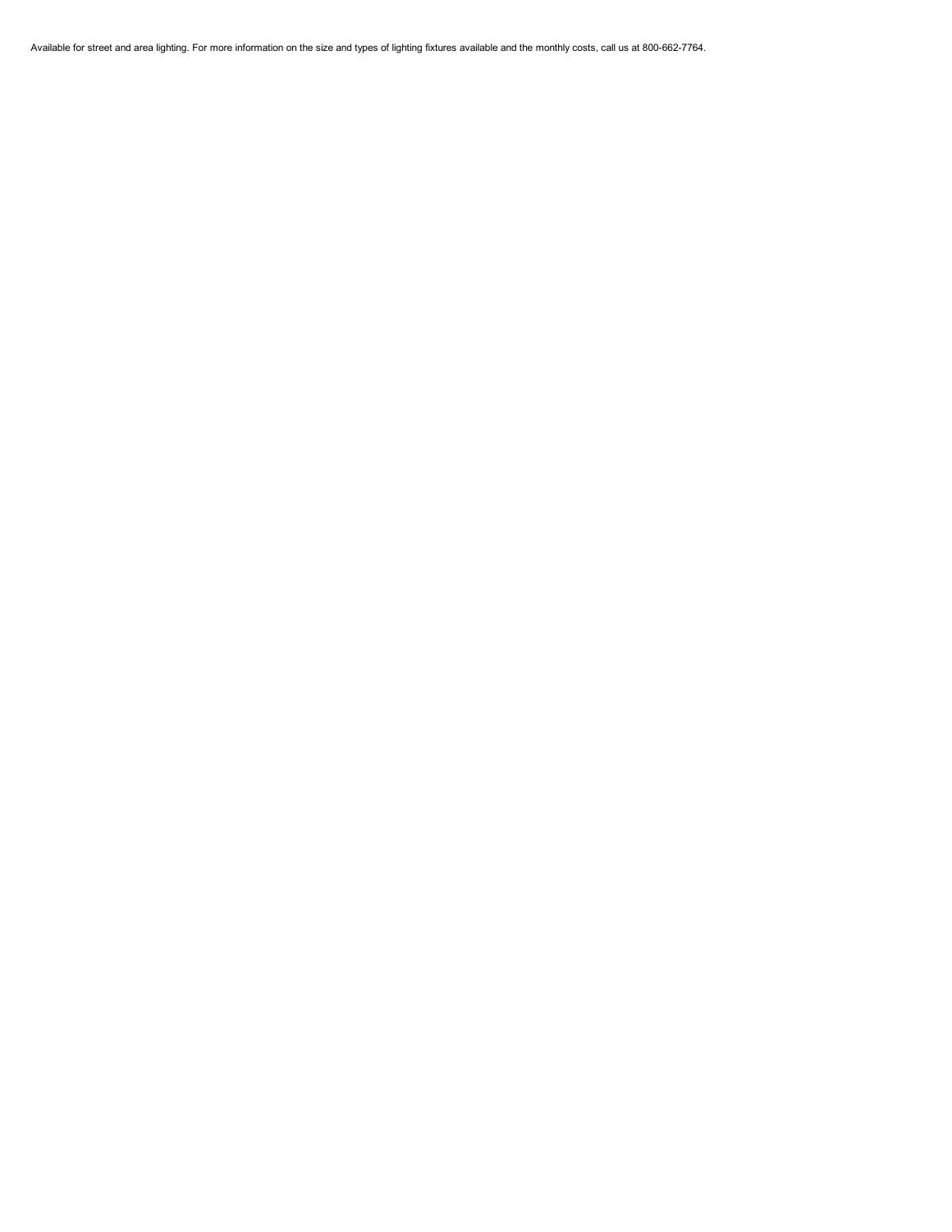Available for street and area lighting. For more information on the size and types of lighting fixtures available and the monthly costs, call us at 800-662-7764.